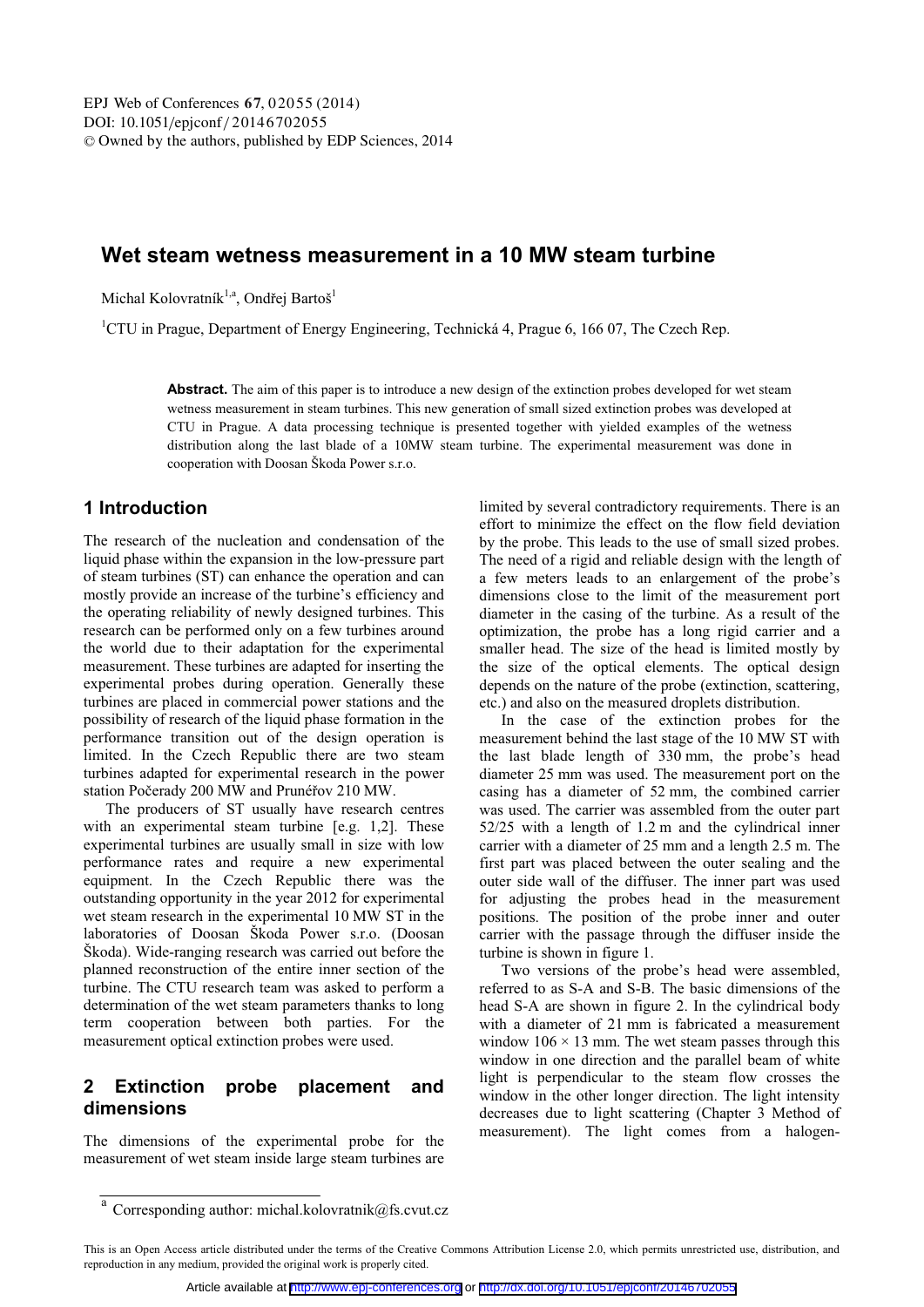# Wet steam wetness measurement in a 10 MW steam turbine

Michal Kolovratník[1,a], Ondřej Bartoš[1]

[1]CTU in Prague, Department of Energy Engineering, Technická 4, Prague 6, 166 07, The Czech Rep.

**Abstract.** The aim of this paper is to introduce a new design of the extinction probes developed for wet steam wetness measurement in steam turbines. This new generation of small sized extinction probes was developed at CTU in Prague. A data processing technique is presented together with yielded examples of the wetness distribution along the last blade of a 10MW steam turbine. The experimental measurement was done in cooperation with Doosan Škoda Power s.r.o.

## 1 Introduction

The research of the nucleation and condensation of the liquid phase within the expansion in the low-pressure part of steam turbines (ST) can enhance the operation and can mostly provide an increase of the turbine's efficiency and the operating reliability of newly designed turbines. This research can be performed only on a few turbines around the world due to their adaptation for the experimental measurement. These turbines are adapted for inserting the experimental probes during operation. Generally these turbines are placed in commercial power stations and the possibility of research of the liquid phase formation in the performance transition out of the design operation is limited. In the Czech Republic there are two steam turbines adapted for experimental research in the power station Počerady 200 MW and Prunéřov 210 MW.

The producers of ST usually have research centres with an experimental steam turbine [e.g. 1,2]. These experimental turbines are usually small in size with low performance rates and require a new experimental equipment. In the Czech Republic there was the outstanding opportunity in the year 2012 for experimental wet steam research in the experimental 10 MW ST in the laboratories of Doosan Škoda Power s.r.o. (Doosan Škoda). Wide-ranging research was carried out before the planned reconstruction of the entire inner section of the turbine. The CTU research team was asked to perform a determination of the wet steam parameters thanks to long term cooperation between both parties. For the measurement optical extinction probes were used.

## 2 Extinction probe placement and dimensions

The dimensions of the experimental probe for the measurement of wet steam inside large steam turbines are limited by several contradictory requirements. There is an effort to minimize the effect on the flow field deviation by the probe. This leads to the use of small sized probes. The need of a rigid and reliable design with the length of a few meters leads to an enlargement of the probe's dimensions close to the limit of the measurement port diameter in the casing of the turbine. As a result of the optimization, the probe has a long rigid carrier and a smaller head. The size of the head is limited mostly by the size of the optical elements. The optical design depends on the nature of the probe (extinction, scattering, etc.) and also on the measured droplets distribution.

In the case of the extinction probes for the measurement behind the last stage of the 10 MW ST with the last blade length of 330 mm, the probe's head diameter 25 mm was used. The measurement port on the casing has a diameter of 52 mm, the combined carrier was used. The carrier was assembled from the outer part 52/25 with a length of 1.2 m and the cylindrical inner carrier with a diameter of 25 mm and a length 2.5 m. The first part was placed between the outer sealing and the outer side wall of the diffuser. The inner part was used for adjusting the probes head in the measurement positions. The position of the probe inner and outer carrier with the passage through the diffuser inside the turbine is shown in figure 1.

Two versions of the probe's head were assembled, referred to as S-A and S-B. The basic dimensions of the head S-A are shown in figure 2. In the cylindrical body with a diameter of 21 mm is fabricated a measurement window 106 × 13 mm. The wet steam passes through this window in one direction and the parallel beam of white light is perpendicular to the steam flow crosses the window in the other longer direction. The light intensity decreases due to light scattering (Chapter 3 Method of measurement). The light comes from a halogen-

[a] Corresponding author: michal.kolovratnik@fs.cvut.cz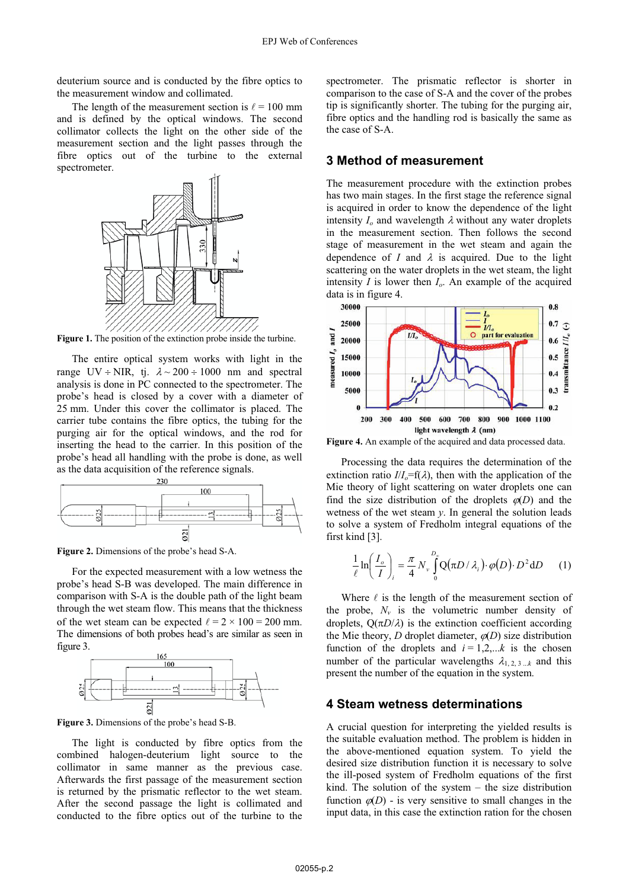deuterium source and is conducted by the fibre optics to the measurement window and collimated.

The length of the measurement section is $\ell = 100$ mm and is defined by the optical windows. The second collimator collects the light on the other side of the measurement section and the light passes through the fibre optics out of the turbine to the external spectrometer.

**Figure 1.** The position of the extinction probe inside the turbine.

The entire optical system works with light in the range UV ÷ NIR, tj. $\lambda \sim 200 \div 1000$ nm and spectral analysis is done in PC connected to the spectrometer. The probe's head is closed by a cover with a diameter of 25 mm. Under this cover the collimator is placed. The carrier tube contains the fibre optics, the tubing for the purging air for the optical windows, and the rod for inserting the head to the carrier. In this position of the probe's head all handling with the probe is done, as well as the data acquisition of the reference signals.

**Figure 2.** Dimensions of the probe's head S-A.

For the expected measurement with a low wetness the probe's head S-B was developed. The main difference in comparison with S-A is the double path of the light beam through the wet steam flow. This means that the thickness of the wet steam can be expected $\ell = 2 \times 100 = 200$ mm. The dimensions of both probes head's are similar as seen in figure 3.

**Figure 3.** Dimensions of the probe's head S-B.

The light is conducted by fibre optics from the combined halogen-deuterium light source to the collimator in same manner as the previous case. Afterwards the first passage of the measurement section is returned by the prismatic reflector to the wet steam. After the second passage the light is collimated and conducted to the fibre optics out of the turbine to the spectrometer. The prismatic reflector is shorter in comparison to the case of S-A and the cover of the probes tip is significantly shorter. The tubing for the purging air, fibre optics and the handling rod is basically the same as the case of S-A.

## 3 Method of measurement

The measurement procedure with the extinction probes has two main stages. In the first stage the reference signal is acquired in order to know the dependence of the light intensity $I_o$ and wavelength $\lambda$ without any water droplets in the measurement section. Then follows the second stage of measurement in the wet steam and again the dependence of $I$ and $\lambda$ is acquired. Due to the light scattering on the water droplets in the wet steam, the light intensity $I$ is lower then $I_o$. An example of the acquired data is in figure 4.

**Figure 4.** An example of the acquired and data processed data.

Processing the data requires the determination of the extinction ratio $I/I_o = f(\lambda)$, then with the application of the Mie theory of light scattering on water droplets one can find the size distribution of the droplets $\varphi(D)$ and the wetness of the wet steam $y$. In general the solution leads to solve a system of Fredholm integral equations of the first kind [3].

$$\frac{1}{\ell}\ln\left(\frac{I_o}{I}\right)_i = \frac{\pi}{4} N_v \int_0^{D_\infty} Q(\pi D/\lambda_i) \cdot \varphi(D) \cdot D^2 \mathrm{d}D \qquad (1)$$

Where $\ell$ is the length of the measurement section of the probe, $N_v$ is the volumetric number density of droplets, $Q(\pi D/\lambda)$ is the extinction coefficient according the Mie theory, $D$ droplet diameter, $\varphi(D)$ size distribution function of the droplets and $i = 1,2,...k$ is the chosen number of the particular wavelengths $\lambda_{1,2,3...k}$ and this present the number of the equation in the system.

## 4 Steam wetness determinations

A crucial question for interpreting the yielded results is the suitable evaluation method. The problem is hidden in the above-mentioned equation system. To yield the desired size distribution function it is necessary to solve the ill-posed system of Fredholm equations of the first kind. The solution of the system – the size distribution function $\varphi(D)$ - is very sensitive to small changes in the input data, in this case the extinction ration for the chosen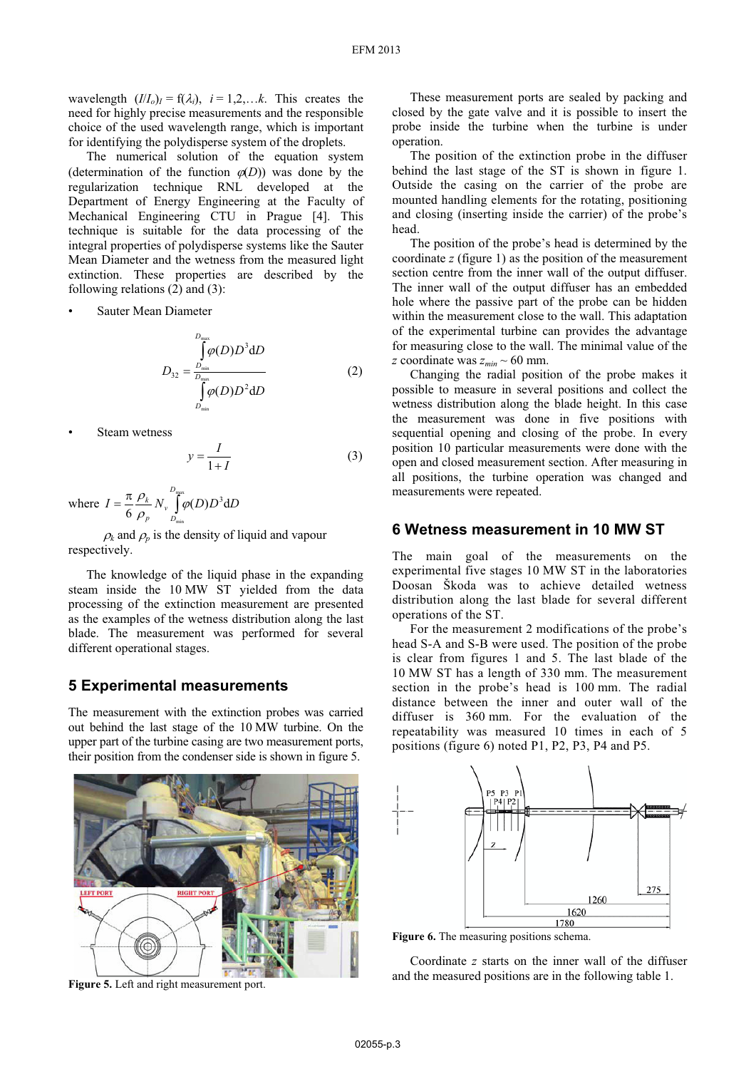wavelength $(I/I_o)_l = f(\lambda_i)$, $i = 1,2,\ldots k$. This creates the need for highly precise measurements and the responsible choice of the used wavelength range, which is important for identifying the polydisperse system of the droplets.

The numerical solution of the equation system (determination of the function $\varphi(D)$) was done by the regularization technique RNL developed at the Department of Energy Engineering at the Faculty of Mechanical Engineering CTU in Prague [4]. This technique is suitable for the data processing of the integral properties of polydisperse systems like the Sauter Mean Diameter and the wetness from the measured light extinction. These properties are described by the following relations (2) and (3):

- Sauter Mean Diameter

$$D_{32} = \frac{\int_{D_{min}}^{D_{max}} \varphi(D) D^3 \mathrm{d}D}{\int_{D_{min}}^{D_{max}} \varphi(D) D^2 \mathrm{d}D} \tag{2}$$

- Steam wetness

$$y = \frac{I}{1+I} \tag{3}$$

where $I = \frac{\pi}{6} \frac{\rho_k}{\rho_p} N_v \int_{D_{min}}^{D_{max}} \varphi(D) D^3 \mathrm{d}D$

$\rho_k$ and $\rho_p$ is the density of liquid and vapour respectively.

The knowledge of the liquid phase in the expanding steam inside the 10 MW ST yielded from the data processing of the extinction measurement are presented as the examples of the wetness distribution along the last blade. The measurement was performed for several different operational stages.

## 5 Experimental measurements

The measurement with the extinction probes was carried out behind the last stage of the 10 MW turbine. On the upper part of the turbine casing are two measurement ports, their position from the condenser side is shown in figure 5.

Figure 5. Left and right measurement port.

These measurement ports are sealed by packing and closed by the gate valve and it is possible to insert the probe inside the turbine when the turbine is under operation.

The position of the extinction probe in the diffuser behind the last stage of the ST is shown in figure 1. Outside the casing on the carrier of the probe are mounted handling elements for the rotating, positioning and closing (inserting inside the carrier) of the probe's head.

The position of the probe's head is determined by the coordinate $z$ (figure 1) as the position of the measurement section centre from the inner wall of the output diffuser. The inner wall of the output diffuser has an embedded hole where the passive part of the probe can be hidden within the measurement close to the wall. This adaptation of the experimental turbine can provides the advantage for measuring close to the wall. The minimal value of the $z$ coordinate was $z_{min} \sim 60$ mm.

Changing the radial position of the probe makes it possible to measure in several positions and collect the wetness distribution along the blade height. In this case the measurement was done in five positions with sequential opening and closing of the probe. In every position 10 particular measurements were done with the open and closed measurement section. After measuring in all positions, the turbine operation was changed and measurements were repeated.

## 6 Wetness measurement in 10 MW ST

The main goal of the measurements on the experimental five stages 10 MW ST in the laboratories Doosan Škoda was to achieve detailed wetness distribution along the last blade for several different operations of the ST.

For the measurement 2 modifications of the probe's head S-A and S-B were used. The position of the probe is clear from figures 1 and 5. The last blade of the 10 MW ST has a length of 330 mm. The measurement section in the probe's head is 100 mm. The radial distance between the inner and outer wall of the diffuser is 360 mm. For the evaluation of the repeatability was measured 10 times in each of 5 positions (figure 6) noted P1, P2, P3, P4 and P5.

Figure 6. The measuring positions schema.

Coordinate $z$ starts on the inner wall of the diffuser and the measured positions are in the following table 1.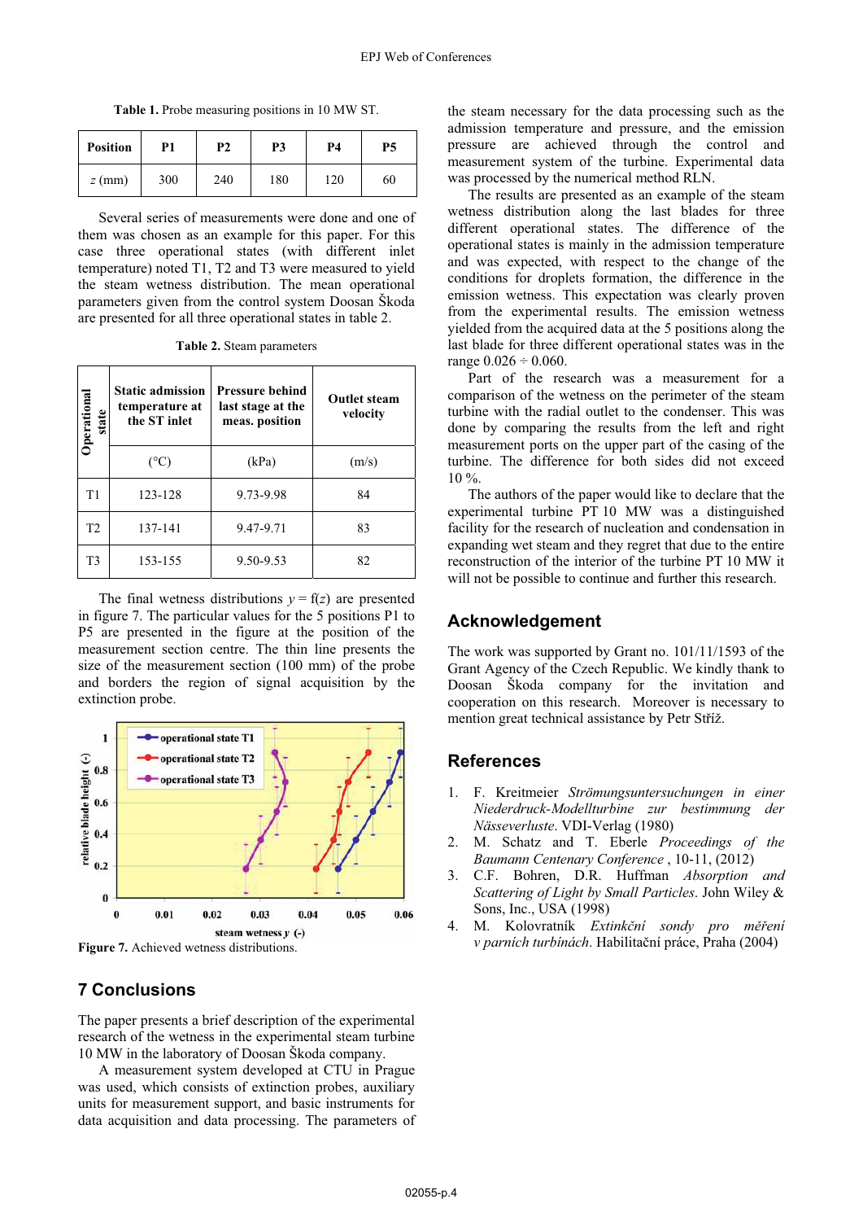**Table 1.** Probe measuring positions in 10 MW ST.

| Position | P1 | P2 | P3 | P4 | P5 |
|---|---|---|---|---|---|
| $z$ (mm) | 300 | 240 | 180 | 120 | 60 |

Several series of measurements were done and one of them was chosen as an example for this paper. For this case three operational states (with different inlet temperature) noted T1, T2 and T3 were measured to yield the steam wetness distribution. The mean operational parameters given from the control system Doosan Škoda are presented for all three operational states in table 2.

**Table 2.** Steam parameters

| Operational state | Static admission temperature at the ST inlet | Pressure behind last stage at the meas. position | Outlet steam velocity |
|---|---|---|---|
| | (°C) | (kPa) | (m/s) |
| T1 | 123-128 | 9.73-9.98 | 84 |
| T2 | 137-141 | 9.47-9.71 | 83 |
| T3 | 153-155 | 9.50-9.53 | 82 |

The final wetness distributions $y = f(z)$ are presented in figure 7. The particular values for the 5 positions P1 to P5 are presented in the figure at the position of the measurement section centre. The thin line presents the size of the measurement section (100 mm) of the probe and borders the region of signal acquisition by the extinction probe.

operational state T1
operational state T2
operational state T3
relative blade height (-)
steam wetness $y$ (-)
0
0.2
0.4
0.6
0.8
1
0
0.01
0.02
0.03
0.04
0.05
0.06

**Figure 7.** Achieved wetness distributions.

## 7 Conclusions

The paper presents a brief description of the experimental research of the wetness in the experimental steam turbine 10 MW in the laboratory of Doosan Škoda company.

A measurement system developed at CTU in Prague was used, which consists of extinction probes, auxiliary units for measurement support, and basic instruments for data acquisition and data processing. The parameters of the steam necessary for the data processing such as the admission temperature and pressure, and the emission pressure are achieved through the control and measurement system of the turbine. Experimental data was processed by the numerical method RLN.

The results are presented as an example of the steam wetness distribution along the last blades for three different operational states. The difference of the operational states is mainly in the admission temperature and was expected, with respect to the change of the conditions for droplets formation, the difference in the emission wetness. This expectation was clearly proven from the experimental results. The emission wetness yielded from the acquired data at the 5 positions along the last blade for three different operational states was in the range 0.026 ÷ 0.060.

Part of the research was a measurement for a comparison of the wetness on the perimeter of the steam turbine with the radial outlet to the condenser. This was done by comparing the results from the left and right measurement ports on the upper part of the casing of the turbine. The difference for both sides did not exceed 10 %.

The authors of the paper would like to declare that the experimental turbine PT 10 MW was a distinguished facility for the research of nucleation and condensation in expanding wet steam and they regret that due to the entire reconstruction of the interior of the turbine PT 10 MW it will not be possible to continue and further this research.

## Acknowledgement

The work was supported by Grant no. 101/11/1593 of the Grant Agency of the Czech Republic. We kindly thank to Doosan Škoda company for the invitation and cooperation on this research. Moreover is necessary to mention great technical assistance by Petr Stříž.

## References

1. F. Kreitmeier *Strömungsuntersuchungen in einer Niederdruck-Modellturbine zur bestimmung der Nässeverluste*. VDI-Verlag (1980)
2. M. Schatz and T. Eberle *Proceedings of the Baumann Centenary Conference* , 10-11, (2012)
3. C.F. Bohren, D.R. Huffman *Absorption and Scattering of Light by Small Particles*. John Wiley & Sons, Inc., USA (1998)
4. M. Kolovratník *Extinkční sondy pro měření v parních turbínách*. Habilitační práce, Praha (2004)